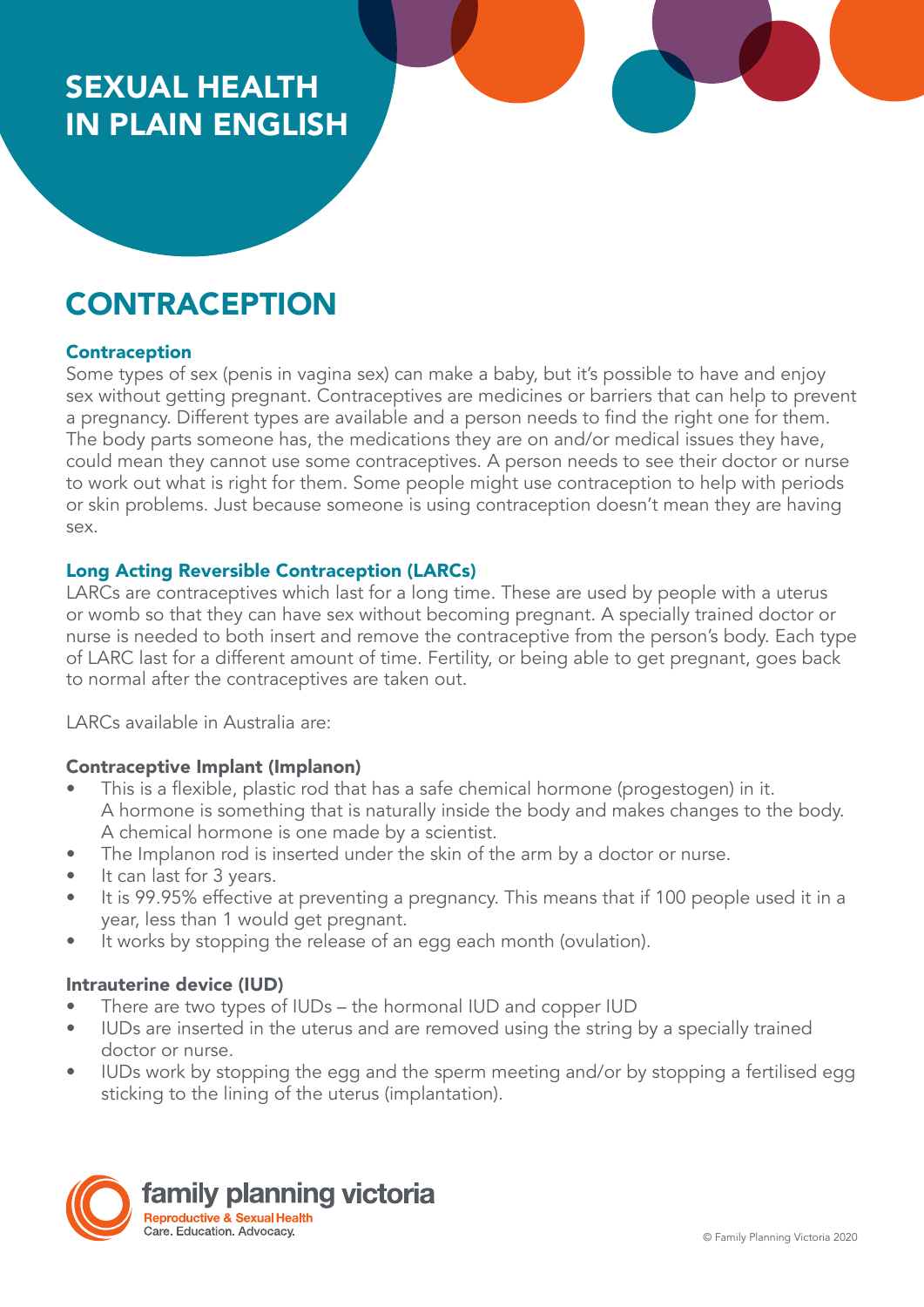# SEXUAL HEALTH IN PLAIN ENGLISH

## CONTRACEPTION

### Contraception

Some types of sex (penis in vagina sex) can make a baby, but it's possible to have and enjoy sex without getting pregnant. Contraceptives are medicines or barriers that can help to prevent a pregnancy. Different types are available and a person needs to find the right one for them. The body parts someone has, the medications they are on and/or medical issues they have, could mean they cannot use some contraceptives. A person needs to see their doctor or nurse to work out what is right for them. Some people might use contraception to help with periods or skin problems. Just because someone is using contraception doesn't mean they are having sex.

### Long Acting Reversible Contraception (LARCs)

LARCs are contraceptives which last for a long time. These are used by people with a uterus or womb so that they can have sex without becoming pregnant. A specially trained doctor or nurse is needed to both insert and remove the contraceptive from the person's body. Each type of LARC last for a different amount of time. Fertility, or being able to get pregnant, goes back to normal after the contraceptives are taken out.

LARCs available in Australia are:

#### Contraceptive Implant (Implanon)

- This is a flexible, plastic rod that has a safe chemical hormone (progestogen) in it. A hormone is something that is naturally inside the body and makes changes to the body. A chemical hormone is one made by a scientist.
- The Implanon rod is inserted under the skin of the arm by a doctor or nurse.
- It can last for 3 years.
- It is 99.95% effective at preventing a pregnancy. This means that if 100 people used it in a year, less than 1 would get pregnant.
- It works by stopping the release of an egg each month (ovulation).

#### Intrauterine device (IUD)

- There are two types of IUDs – the hormonal IUD and copper IUD
- IUDs are inserted in the uterus and are removed using the string by a specially trained doctor or nurse.
- IUDs work by stopping the egg and the sperm meeting and/or by stopping a fertilised egg sticking to the lining of the uterus (implantation).

family planning victoria
Reproductive & Sexual Health
Care. Education. Advocacy.

© Family Planning Victoria 2020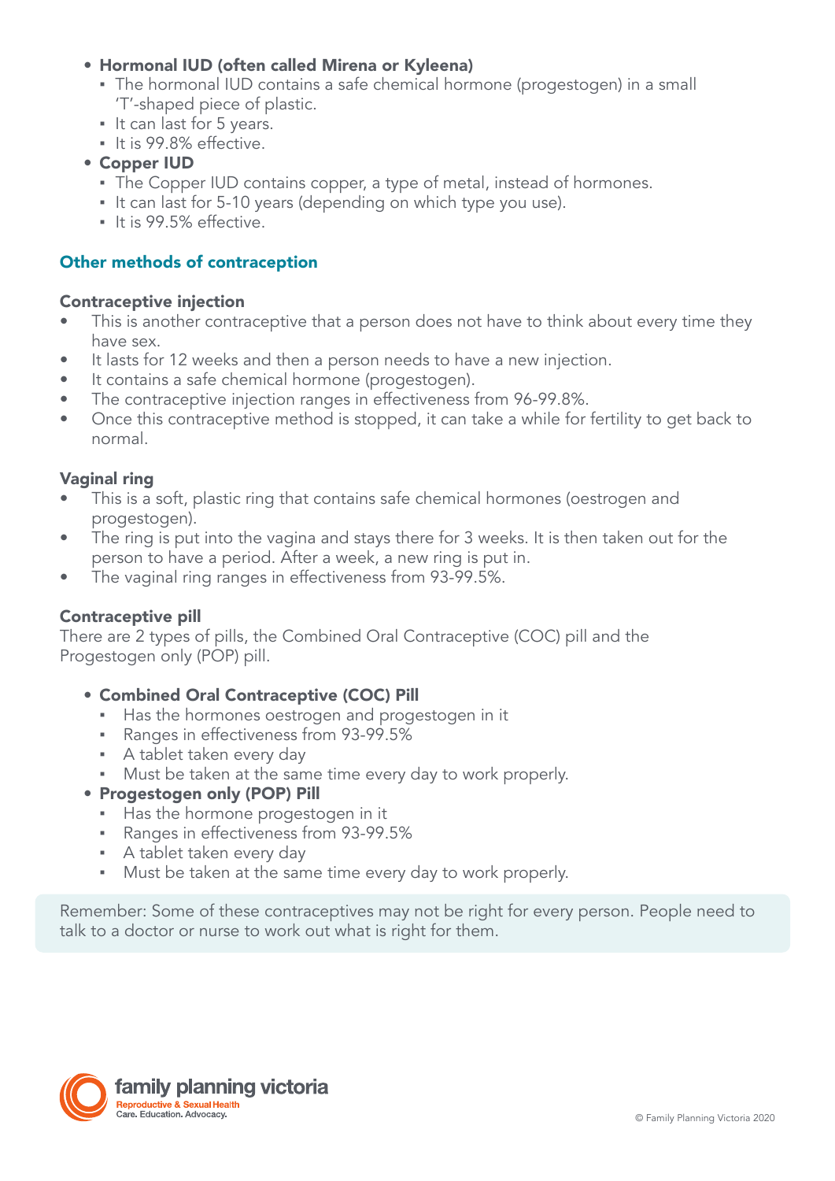- **Hormonal IUD (often called Mirena or Kyleena)**
  - The hormonal IUD contains a safe chemical hormone (progestogen) in a small 'T'-shaped piece of plastic.
  - It can last for 5 years.
  - It is 99.8% effective.
- **Copper IUD**
  - The Copper IUD contains copper, a type of metal, instead of hormones.
  - It can last for 5-10 years (depending on which type you use).
  - It is 99.5% effective.

## Other methods of contraception

### Contraceptive injection

- This is another contraceptive that a person does not have to think about every time they have sex.
- It lasts for 12 weeks and then a person needs to have a new injection.
- It contains a safe chemical hormone (progestogen).
- The contraceptive injection ranges in effectiveness from 96-99.8%.
- Once this contraceptive method is stopped, it can take a while for fertility to get back to normal.

### Vaginal ring

- This is a soft, plastic ring that contains safe chemical hormones (oestrogen and progestogen).
- The ring is put into the vagina and stays there for 3 weeks. It is then taken out for the person to have a period. After a week, a new ring is put in.
- The vaginal ring ranges in effectiveness from 93-99.5%.

### Contraceptive pill

There are 2 types of pills, the Combined Oral Contraceptive (COC) pill and the Progestogen only (POP) pill.

- **Combined Oral Contraceptive (COC) Pill**
  - Has the hormones oestrogen and progestogen in it
  - Ranges in effectiveness from 93-99.5%
  - A tablet taken every day
  - Must be taken at the same time every day to work properly.
- **Progestogen only (POP) Pill**
  - Has the hormone progestogen in it
  - Ranges in effectiveness from 93-99.5%
  - A tablet taken every day
  - Must be taken at the same time every day to work properly.

Remember: Some of these contraceptives may not be right for every person. People need to talk to a doctor or nurse to work out what is right for them.

family planning victoria
Reproductive & Sexual Health
Care. Education. Advocacy.

© Family Planning Victoria 2020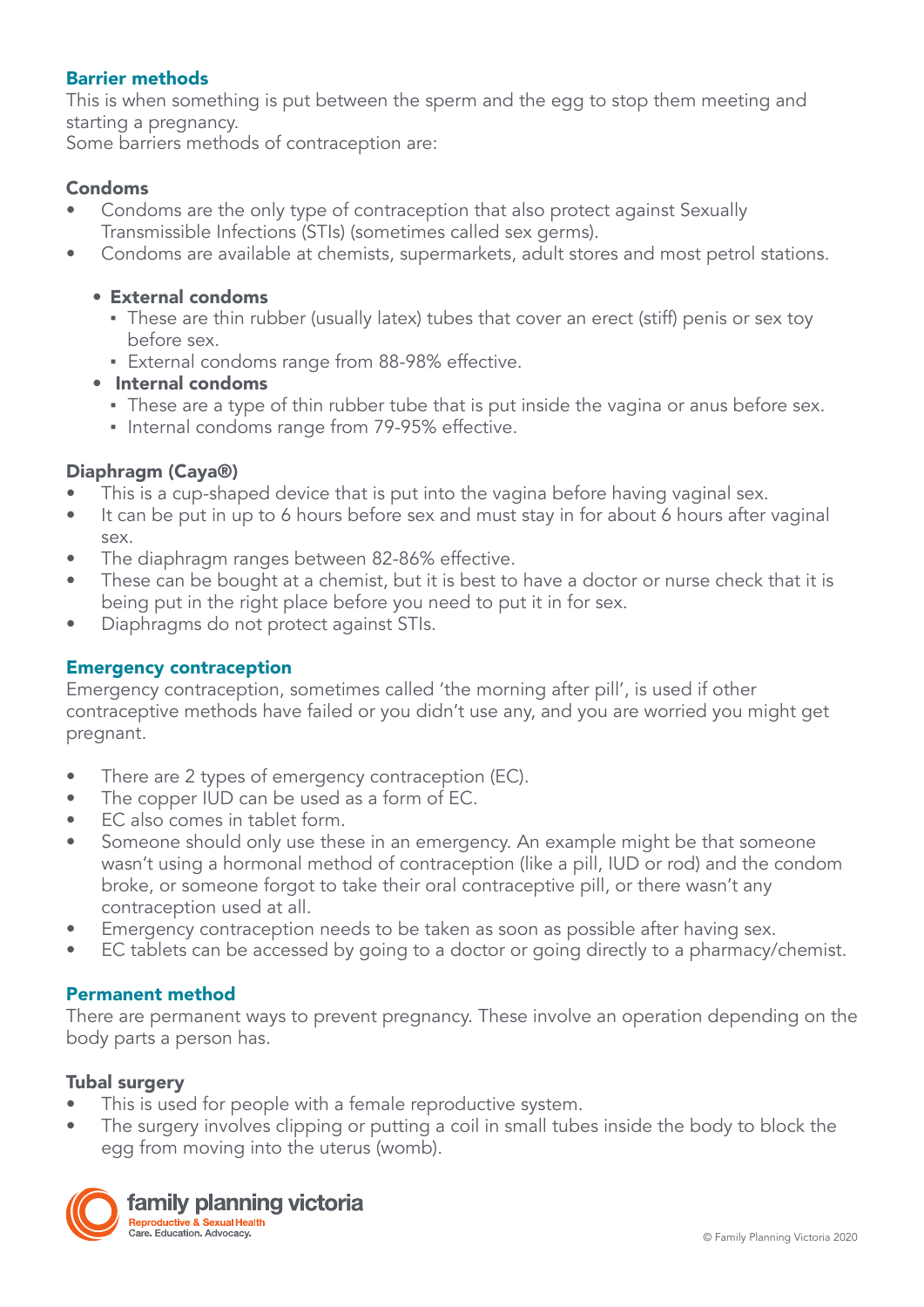## Barrier methods

This is when something is put between the sperm and the egg to stop them meeting and starting a pregnancy.
Some barriers methods of contraception are:

### Condoms

- Condoms are the only type of contraception that also protect against Sexually Transmissible Infections (STIs) (sometimes called sex germs).
- Condoms are available at chemists, supermarkets, adult stores and most petrol stations.
  - **External condoms**
    - These are thin rubber (usually latex) tubes that cover an erect (stiff) penis or sex toy before sex.
    - External condoms range from 88-98% effective.
  - **Internal condoms**
    - These are a type of thin rubber tube that is put inside the vagina or anus before sex.
    - Internal condoms range from 79-95% effective.

### Diaphragm (Caya®)

- This is a cup-shaped device that is put into the vagina before having vaginal sex.
- It can be put in up to 6 hours before sex and must stay in for about 6 hours after vaginal sex.
- The diaphragm ranges between 82-86% effective.
- These can be bought at a chemist, but it is best to have a doctor or nurse check that it is being put in the right place before you need to put it in for sex.
- Diaphragms do not protect against STIs.

## Emergency contraception

Emergency contraception, sometimes called 'the morning after pill', is used if other contraceptive methods have failed or you didn't use any, and you are worried you might get pregnant.

- There are 2 types of emergency contraception (EC).
- The copper IUD can be used as a form of EC.
- EC also comes in tablet form.
- Someone should only use these in an emergency. An example might be that someone wasn't using a hormonal method of contraception (like a pill, IUD or rod) and the condom broke, or someone forgot to take their oral contraceptive pill, or there wasn't any contraception used at all.
- Emergency contraception needs to be taken as soon as possible after having sex.
- EC tablets can be accessed by going to a doctor or going directly to a pharmacy/chemist.

## Permanent method

There are permanent ways to prevent pregnancy. These involve an operation depending on the body parts a person has.

### Tubal surgery

- This is used for people with a female reproductive system.
- The surgery involves clipping or putting a coil in small tubes inside the body to block the egg from moving into the uterus (womb).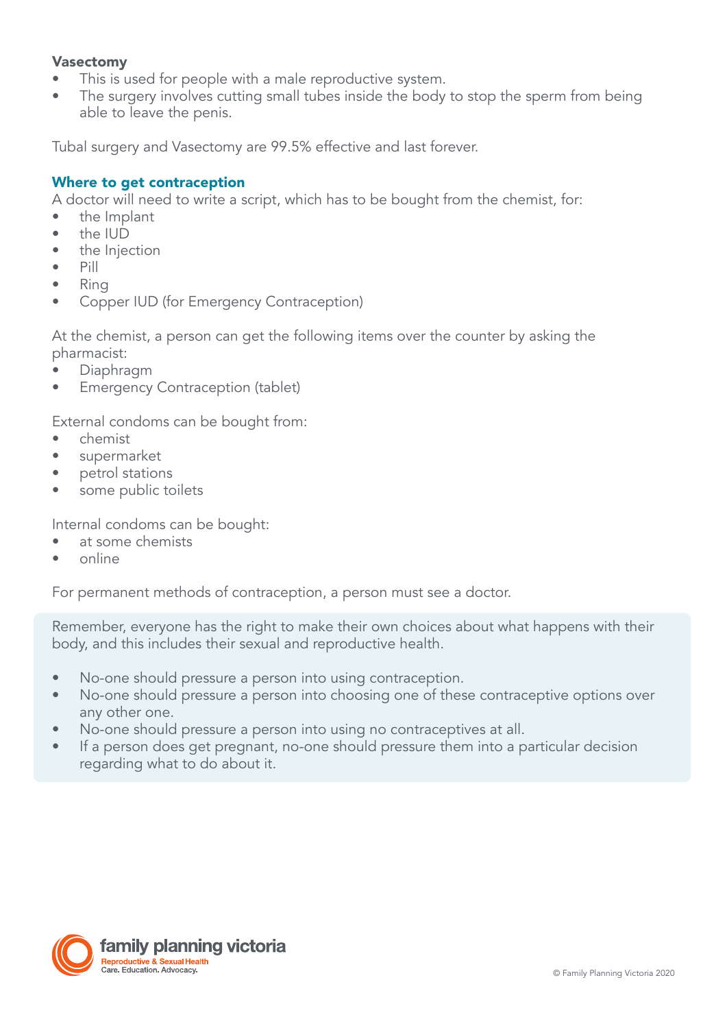**Vasectomy**

- This is used for people with a male reproductive system.
- The surgery involves cutting small tubes inside the body to stop the sperm from being able to leave the penis.

Tubal surgery and Vasectomy are 99.5% effective and last forever.

## Where to get contraception

A doctor will need to write a script, which has to be bought from the chemist, for:

- the Implant
- the IUD
- the Injection
- Pill
- Ring
- Copper IUD (for Emergency Contraception)

At the chemist, a person can get the following items over the counter by asking the pharmacist:

- Diaphragm
- Emergency Contraception (tablet)

External condoms can be bought from:

- chemist
- supermarket
- petrol stations
- some public toilets

Internal condoms can be bought:

- at some chemists
- online

For permanent methods of contraception, a person must see a doctor.

Remember, everyone has the right to make their own choices about what happens with their body, and this includes their sexual and reproductive health.

- No-one should pressure a person into using contraception.
- No-one should pressure a person into choosing one of these contraceptive options over any other one.
- No-one should pressure a person into using no contraceptives at all.
- If a person does get pregnant, no-one should pressure them into a particular decision regarding what to do about it.

family planning victoria
Reproductive & Sexual Health
Care. Education. Advocacy.

© Family Planning Victoria 2020